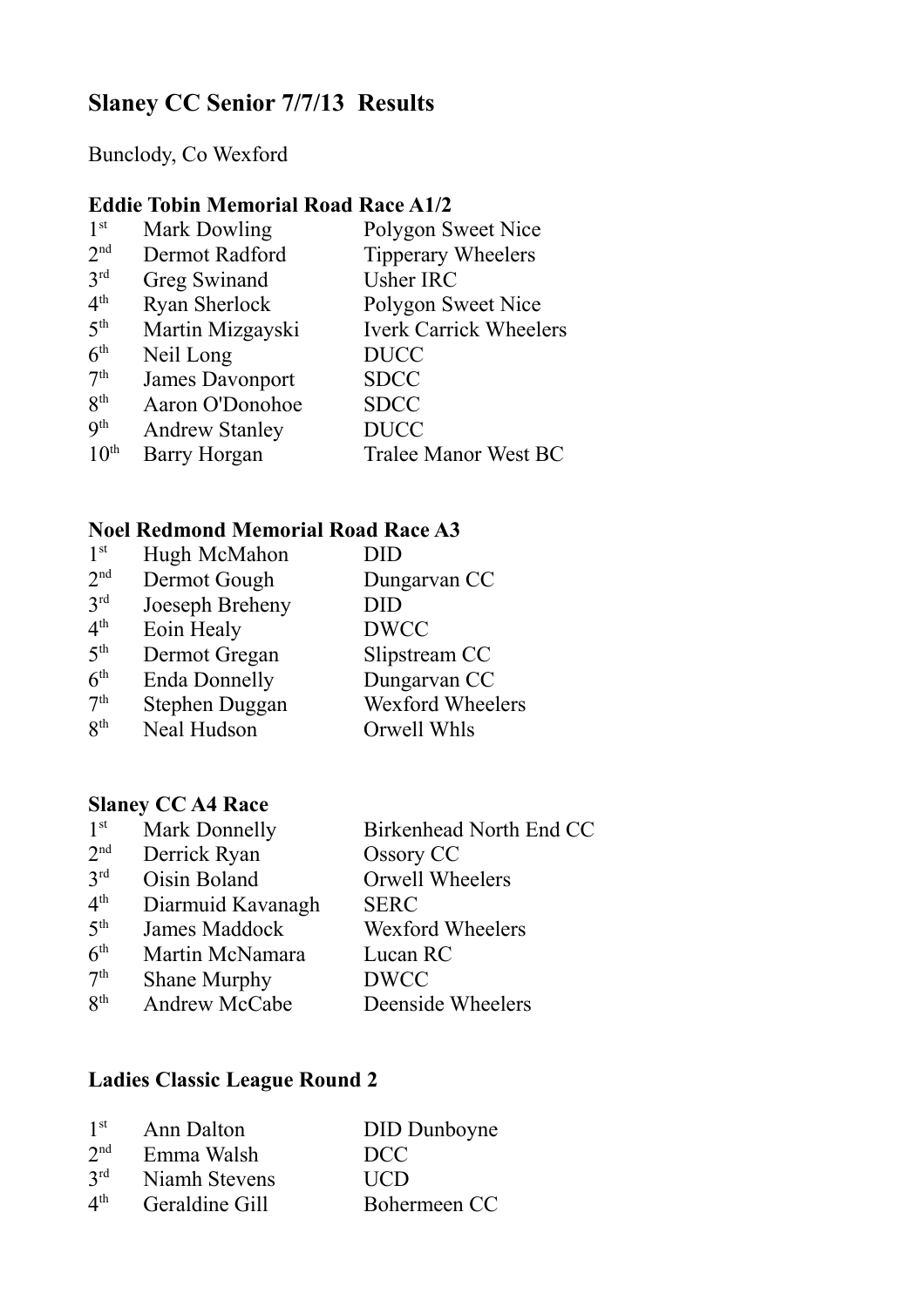# Slaney CC Senior 7/7/13 Results

Bunclody, Co Wexford

## Eddie Tobin Memorial Road Race A1/2

| | | |
|---|---|---|
| 1st | Mark Dowling | Polygon Sweet Nice |
| 2nd | Dermot Radford | Tipperary Wheelers |
| 3rd | Greg Swinand | Usher IRC |
| 4th | Ryan Sherlock | Polygon Sweet Nice |
| 5th | Martin Mizgayski | Iverk Carrick Wheelers |
| 6th | Neil Long | DUCC |
| 7th | James Davonport | SDCC |
| 8th | Aaron O'Donohoe | SDCC |
| 9th | Andrew Stanley | DUCC |
| 10th | Barry Horgan | Tralee Manor West BC |

## Noel Redmond Memorial Road Race A3

| | | |
|---|---|---|
| 1st | Hugh McMahon | DID |
| 2nd | Dermot Gough | Dungarvan CC |
| 3rd | Joeseph Breheny | DID |
| 4th | Eoin Healy | DWCC |
| 5th | Dermot Gregan | Slipstream CC |
| 6th | Enda Donnelly | Dungarvan CC |
| 7th | Stephen Duggan | Wexford Wheelers |
| 8th | Neal Hudson | Orwell Whls |

## Slaney CC A4 Race

| | | |
|---|---|---|
| 1st | Mark Donnelly | Birkenhead North End CC |
| 2nd | Derrick Ryan | Ossory CC |
| 3rd | Oisin Boland | Orwell Wheelers |
| 4th | Diarmuid Kavanagh | SERC |
| 5th | James Maddock | Wexford Wheelers |
| 6th | Martin McNamara | Lucan RC |
| 7th | Shane Murphy | DWCC |
| 8th | Andrew McCabe | Deenside Wheelers |

## Ladies Classic League Round 2

| | | |
|---|---|---|
| 1st | Ann Dalton | DID Dunboyne |
| 2nd | Emma Walsh | DCC |
| 3rd | Niamh Stevens | UCD |
| 4th | Geraldine Gill | Bohermeen CC |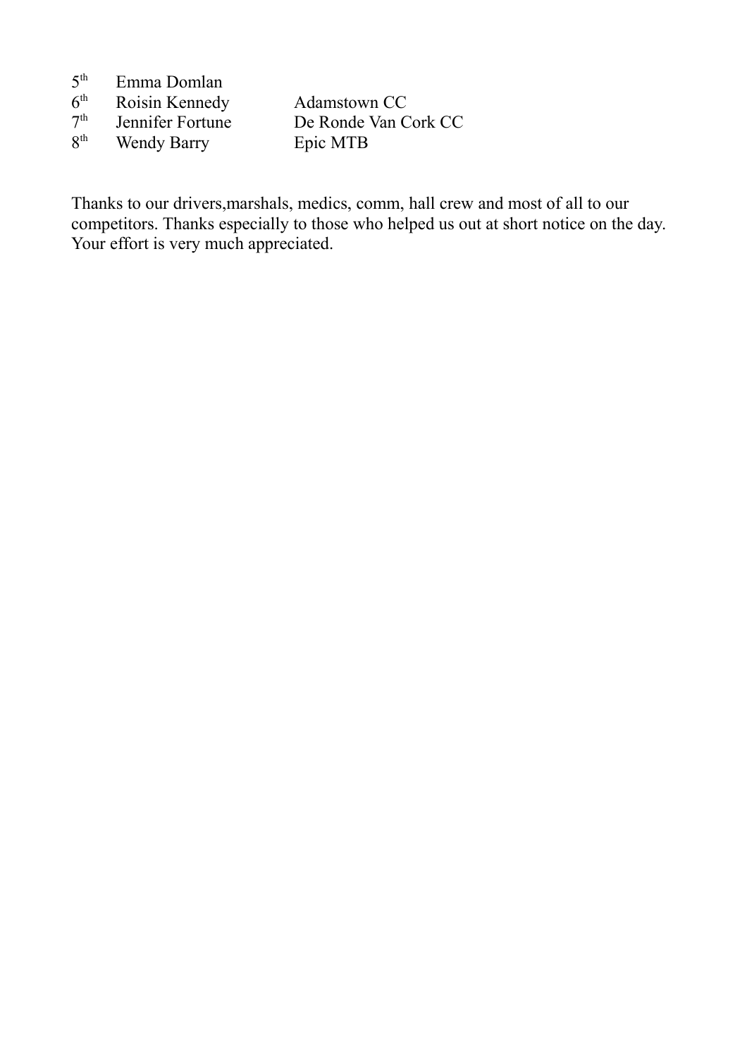| | | |
|---|---|---|
| 5th | Emma Domlan | |
| 6th | Roisin Kennedy | Adamstown CC |
| 7th | Jennifer Fortune | De Ronde Van Cork CC |
| 8th | Wendy Barry | Epic MTB |

Thanks to our drivers,marshals, medics, comm, hall crew and most of all to our competitors. Thanks especially to those who helped us out at short notice on the day. Your effort is very much appreciated.